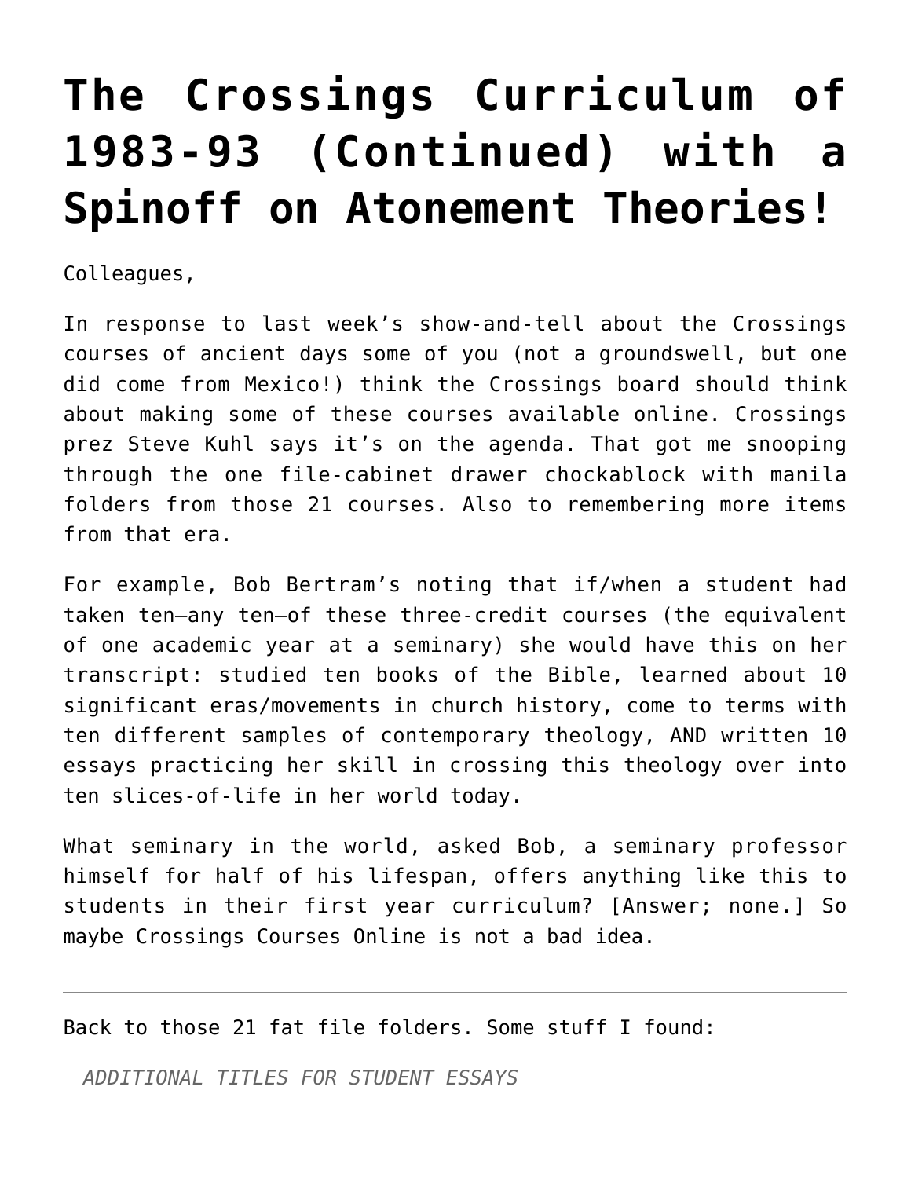# The Crossings Curriculum of 1983-93 (Continued) with a Spinoff on Atonement Theories!

Colleagues,

In response to last week's show-and-tell about the Crossings courses of ancient days some of you (not a groundswell, but one did come from Mexico!) think the Crossings board should think about making some of these courses available online. Crossings prez Steve Kuhl says it's on the agenda. That got me snooping through the one file-cabinet drawer chockablock with manila folders from those 21 courses. Also to remembering more items from that era.

For example, Bob Bertram's noting that if/when a student had taken ten—any ten—of these three-credit courses (the equivalent of one academic year at a seminary) she would have this on her transcript: studied ten books of the Bible, learned about 10 significant eras/movements in church history, come to terms with ten different samples of contemporary theology, AND written 10 essays practicing her skill in crossing this theology over into ten slices-of-life in her world today.

What seminary in the world, asked Bob, a seminary professor himself for half of his lifespan, offers anything like this to students in their first year curriculum? [Answer; none.] So maybe Crossings Courses Online is not a bad idea.

---

Back to those 21 fat file folders. Some stuff I found:

*ADDITIONAL TITLES FOR STUDENT ESSAYS*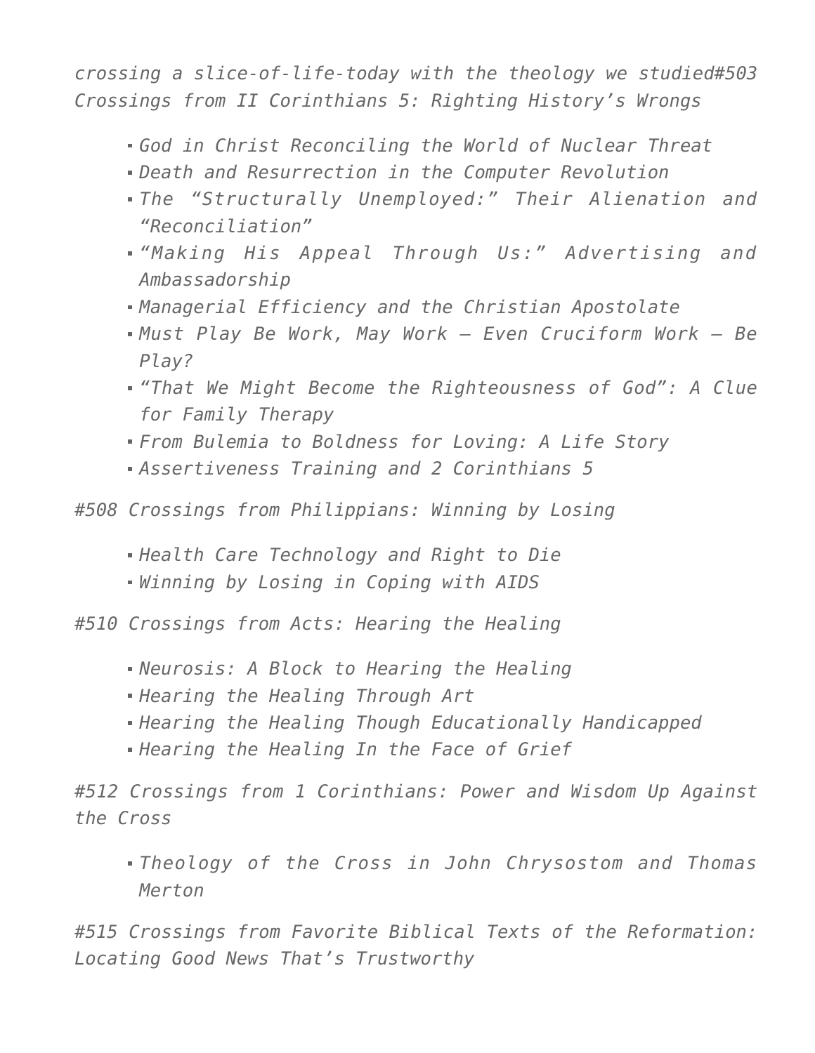*crossing a slice-of-life-today with the theology we studied#503 Crossings from II Corinthians 5: Righting History's Wrongs*

- *God in Christ Reconciling the World of Nuclear Threat*
- *Death and Resurrection in the Computer Revolution*
- *The "Structurally Unemployed:" Their Alienation and "Reconciliation"*
- *"Making His Appeal Through Us:" Advertising and Ambassadorship*
- *Managerial Efficiency and the Christian Apostolate*
- *Must Play Be Work, May Work – Even Cruciform Work – Be Play?*
- *"That We Might Become the Righteousness of God": A Clue for Family Therapy*
- *From Bulemia to Boldness for Loving: A Life Story*
- *Assertiveness Training and 2 Corinthians 5*

*#508 Crossings from Philippians: Winning by Losing*

- *Health Care Technology and Right to Die*
- *Winning by Losing in Coping with AIDS*

*#510 Crossings from Acts: Hearing the Healing*

- *Neurosis: A Block to Hearing the Healing*
- *Hearing the Healing Through Art*
- *Hearing the Healing Though Educationally Handicapped*
- *Hearing the Healing In the Face of Grief*

*#512 Crossings from 1 Corinthians: Power and Wisdom Up Against the Cross*

- *Theology of the Cross in John Chrysostom and Thomas Merton*

*#515 Crossings from Favorite Biblical Texts of the Reformation: Locating Good News That's Trustworthy*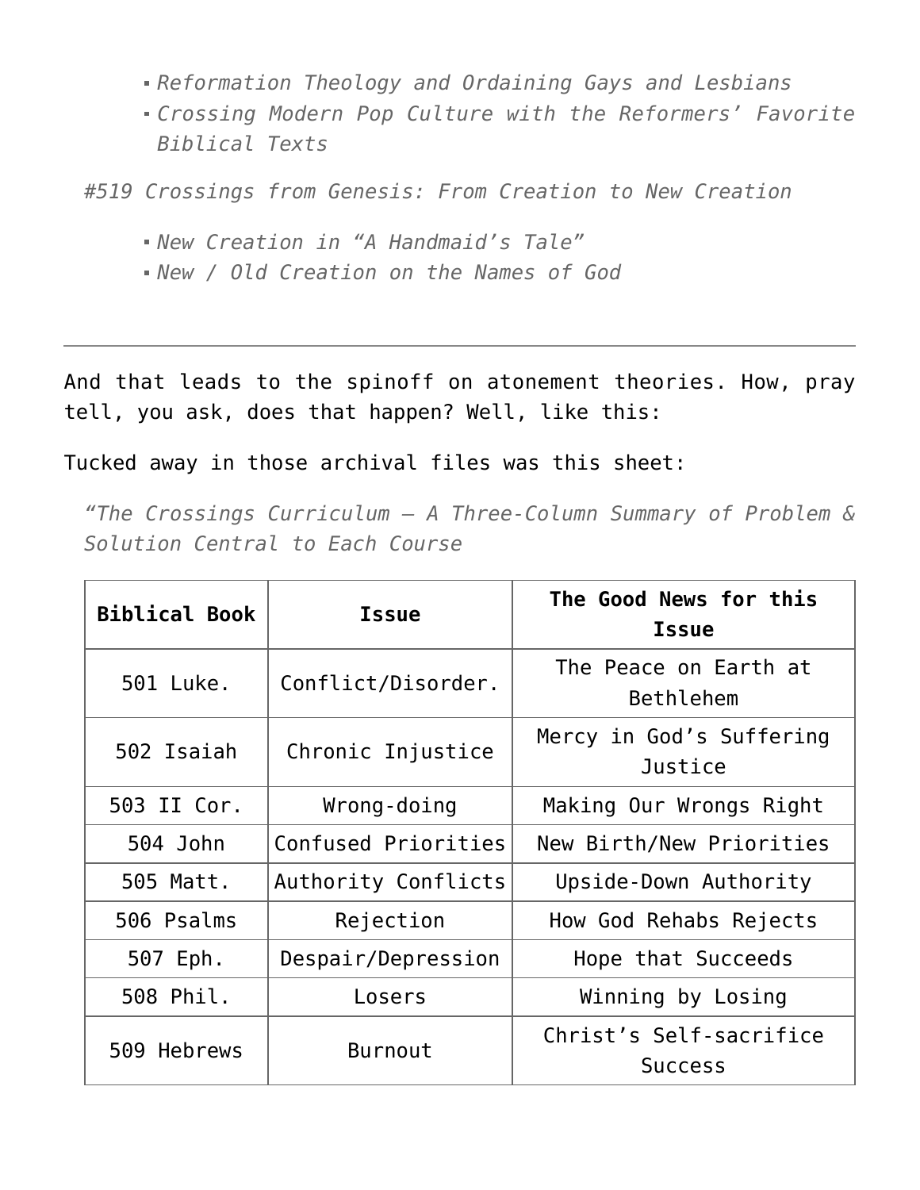- *Reformation Theology and Ordaining Gays and Lesbians*
- *Crossing Modern Pop Culture with the Reformers' Favorite Biblical Texts*

*#519 Crossings from Genesis: From Creation to New Creation*

- *New Creation in "A Handmaid's Tale"*
- *New / Old Creation on the Names of God*

---

And that leads to the spinoff on atonement theories. How, pray tell, you ask, does that happen? Well, like this:

Tucked away in those archival files was this sheet:

*"The Crossings Curriculum – A Three-Column Summary of Problem & Solution Central to Each Course*

| Biblical Book | Issue | The Good News for this Issue |
|---|---|---|
| 501 Luke. | Conflict/Disorder. | The Peace on Earth at Bethlehem |
| 502 Isaiah | Chronic Injustice | Mercy in God's Suffering Justice |
| 503 II Cor. | Wrong-doing | Making Our Wrongs Right |
| 504 John | Confused Priorities | New Birth/New Priorities |
| 505 Matt. | Authority Conflicts | Upside-Down Authority |
| 506 Psalms | Rejection | How God Rehabs Rejects |
| 507 Eph. | Despair/Depression | Hope that Succeeds |
| 508 Phil. | Losers | Winning by Losing |
| 509 Hebrews | Burnout | Christ's Self-sacrifice Success |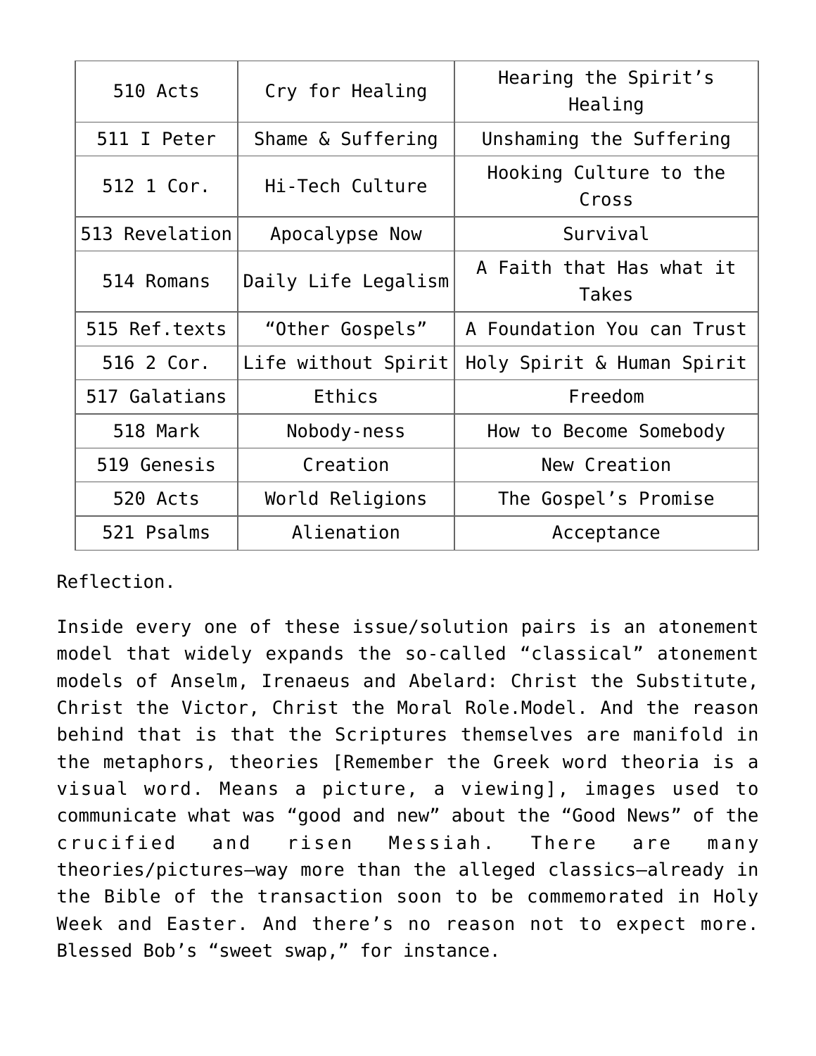| 510 Acts | Cry for Healing | Hearing the Spirit’s Healing |
|---|---|---|
| 511 I Peter | Shame & Suffering | Unshaming the Suffering |
| 512 1 Cor. | Hi-Tech Culture | Hooking Culture to the Cross |
| 513 Revelation | Apocalypse Now | Survival |
| 514 Romans | Daily Life Legalism | A Faith that Has what it Takes |
| 515 Ref.texts | “Other Gospels” | A Foundation You can Trust |
| 516 2 Cor. | Life without Spirit | Holy Spirit & Human Spirit |
| 517 Galatians | Ethics | Freedom |
| 518 Mark | Nobody-ness | How to Become Somebody |
| 519 Genesis | Creation | New Creation |
| 520 Acts | World Religions | The Gospel’s Promise |
| 521 Psalms | Alienation | Acceptance |

Reflection.

Inside every one of these issue/solution pairs is an atonement model that widely expands the so-called “classical” atonement models of Anselm, Irenaeus and Abelard: Christ the Substitute, Christ the Victor, Christ the Moral Role.Model. And the reason behind that is that the Scriptures themselves are manifold in the metaphors, theories [Remember the Greek word theoria is a visual word. Means a picture, a viewing], images used to communicate what was “good and new” about the “Good News” of the crucified and risen Messiah. There are many theories/pictures–way more than the alleged classics–already in the Bible of the transaction soon to be commemorated in Holy Week and Easter. And there’s no reason not to expect more. Blessed Bob’s “sweet swap,” for instance.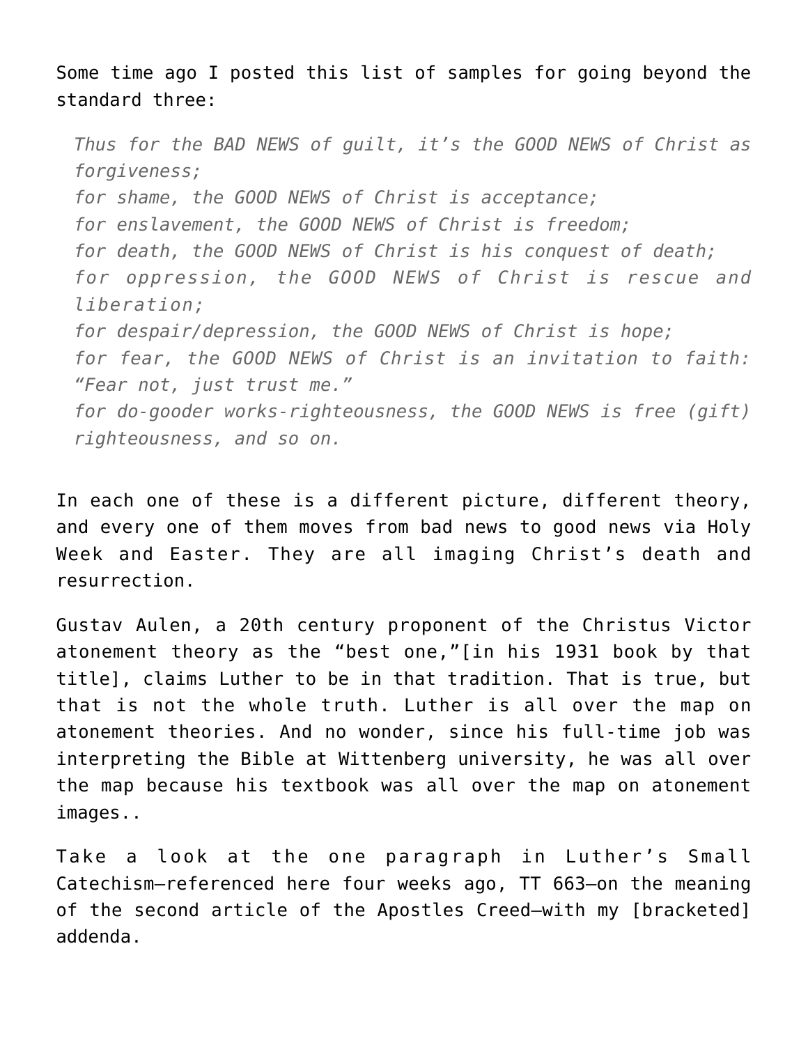Some time ago I posted this list of samples for going beyond the standard three:

> *Thus for the BAD NEWS of guilt, it's the GOOD NEWS of Christ as forgiveness;*
> *for shame, the GOOD NEWS of Christ is acceptance;*
> *for enslavement, the GOOD NEWS of Christ is freedom;*
> *for death, the GOOD NEWS of Christ is his conquest of death;*
> *for oppression, the GOOD NEWS of Christ is rescue and liberation;*
> *for despair/depression, the GOOD NEWS of Christ is hope;*
> *for fear, the GOOD NEWS of Christ is an invitation to faith: "Fear not, just trust me."*
> *for do-gooder works-righteousness, the GOOD NEWS is free (gift) righteousness, and so on.*

In each one of these is a different picture, different theory, and every one of them moves from bad news to good news via Holy Week and Easter. They are all imaging Christ's death and resurrection.

Gustav Aulen, a 20th century proponent of the Christus Victor atonement theory as the "best one,"[in his 1931 book by that title], claims Luther to be in that tradition. That is true, but that is not the whole truth. Luther is all over the map on atonement theories. And no wonder, since his full-time job was interpreting the Bible at Wittenberg university, he was all over the map because his textbook was all over the map on atonement images..

Take a look at the one paragraph in Luther's Small Catechism—referenced here four weeks ago, TT 663—on the meaning of the second article of the Apostles Creed—with my [bracketed] addenda.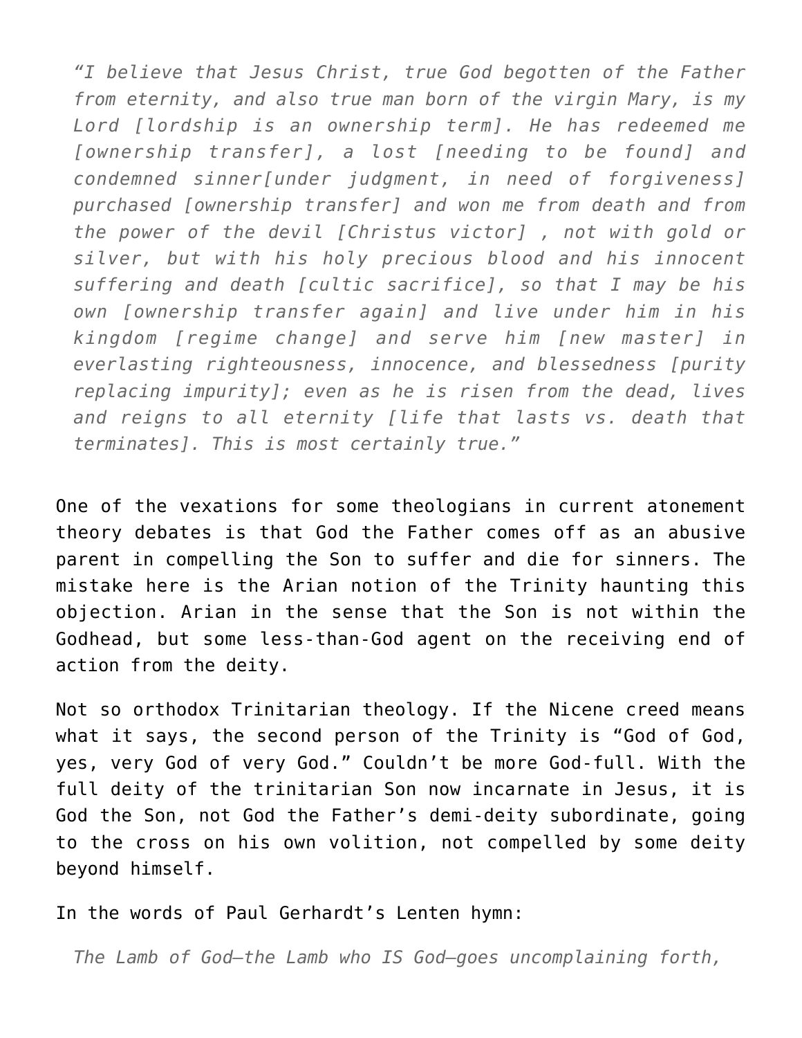*"I believe that Jesus Christ, true God begotten of the Father from eternity, and also true man born of the virgin Mary, is my Lord [lordship is an ownership term]. He has redeemed me [ownership transfer], a lost [needing to be found] and condemned sinner[under judgment, in need of forgiveness] purchased [ownership transfer] and won me from death and from the power of the devil [Christus victor] , not with gold or silver, but with his holy precious blood and his innocent suffering and death [cultic sacrifice], so that I may be his own [ownership transfer again] and live under him in his kingdom [regime change] and serve him [new master] in everlasting righteousness, innocence, and blessedness [purity replacing impurity]; even as he is risen from the dead, lives and reigns to all eternity [life that lasts vs. death that terminates]. This is most certainly true."*

One of the vexations for some theologians in current atonement theory debates is that God the Father comes off as an abusive parent in compelling the Son to suffer and die for sinners. The mistake here is the Arian notion of the Trinity haunting this objection. Arian in the sense that the Son is not within the Godhead, but some less-than-God agent on the receiving end of action from the deity.

Not so orthodox Trinitarian theology. If the Nicene creed means what it says, the second person of the Trinity is "God of God, yes, very God of very God." Couldn't be more God-full. With the full deity of the trinitarian Son now incarnate in Jesus, it is God the Son, not God the Father's demi-deity subordinate, going to the cross on his own volition, not compelled by some deity beyond himself.

In the words of Paul Gerhardt's Lenten hymn:

*The Lamb of God—the Lamb who IS God—goes uncomplaining forth,*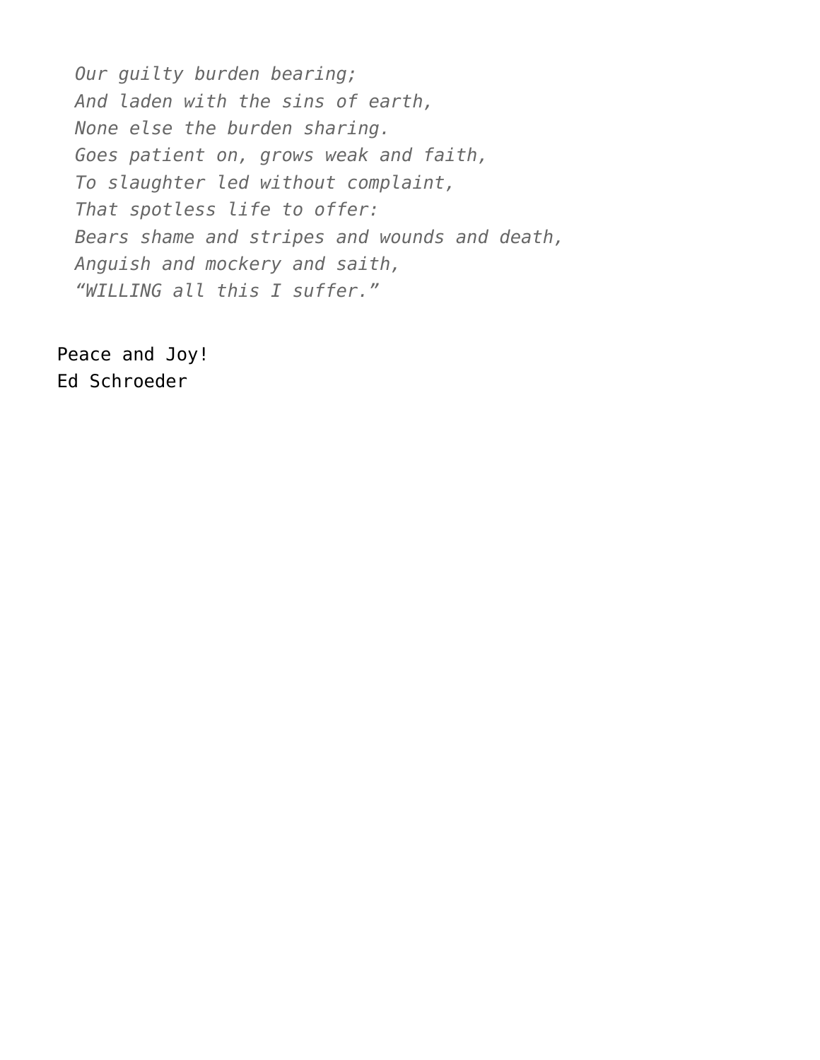*Our guilty burden bearing;*  
*And laden with the sins of earth,*  
*None else the burden sharing.*  
*Goes patient on, grows weak and faith,*  
*To slaughter led without complaint,*  
*That spotless life to offer:*  
*Bears shame and stripes and wounds and death,*  
*Anguish and mockery and saith,*  
*“WILLING all this I suffer.”*

Peace and Joy!  
Ed Schroeder